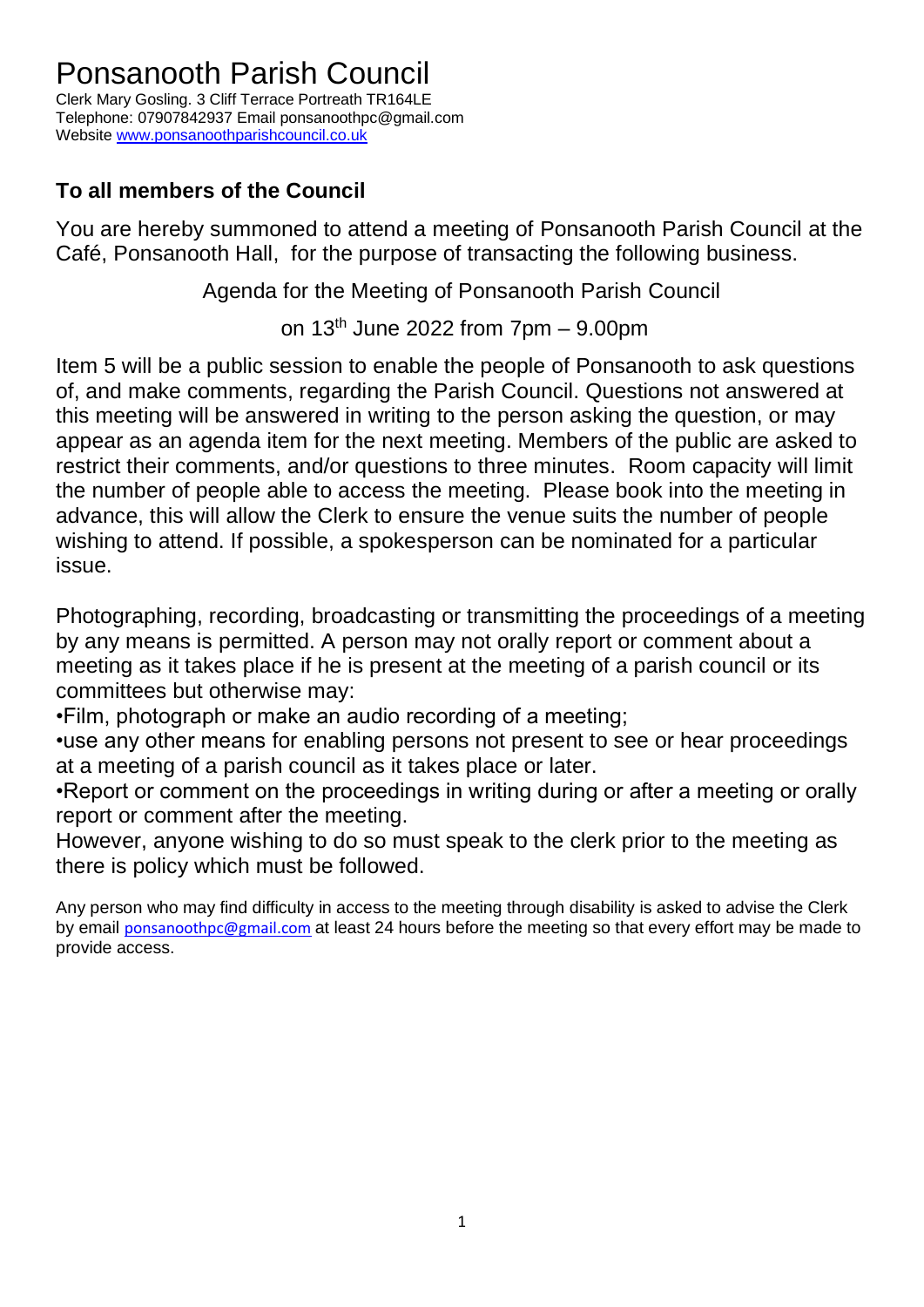# Ponsanooth Parish Council

Clerk Mary Gosling. 3 Cliff Terrace Portreath TR164LE
Telephone: 07907842937 Email ponsanoothpc@gmail.com
Website www.ponsanoothparishcouncil.co.uk

## To all members of the Council

You are hereby summoned to attend a meeting of Ponsanooth Parish Council at the Café, Ponsanooth Hall, for the purpose of transacting the following business.

Agenda for the Meeting of Ponsanooth Parish Council

on 13th June 2022 from 7pm – 9.00pm

Item 5 will be a public session to enable the people of Ponsanooth to ask questions of, and make comments, regarding the Parish Council. Questions not answered at this meeting will be answered in writing to the person asking the question, or may appear as an agenda item for the next meeting. Members of the public are asked to restrict their comments, and/or questions to three minutes. Room capacity will limit the number of people able to access the meeting. Please book into the meeting in advance, this will allow the Clerk to ensure the venue suits the number of people wishing to attend. If possible, a spokesperson can be nominated for a particular issue.

Photographing, recording, broadcasting or transmitting the proceedings of a meeting by any means is permitted. A person may not orally report or comment about a meeting as it takes place if he is present at the meeting of a parish council or its committees but otherwise may:

- Film, photograph or make an audio recording of a meeting;
- use any other means for enabling persons not present to see or hear proceedings at a meeting of a parish council as it takes place or later.
- Report or comment on the proceedings in writing during or after a meeting or orally report or comment after the meeting.

However, anyone wishing to do so must speak to the clerk prior to the meeting as there is policy which must be followed.

Any person who may find difficulty in access to the meeting through disability is asked to advise the Clerk by email ponsanoothpc@gmail.com at least 24 hours before the meeting so that every effort may be made to provide access.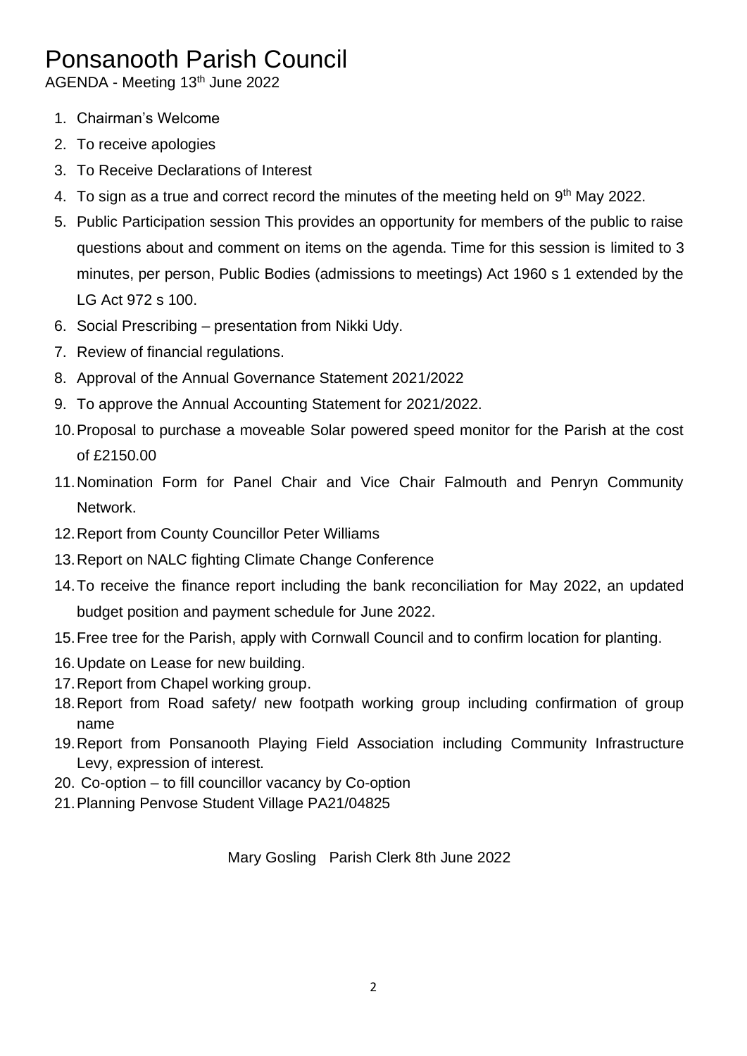# Ponsanooth Parish Council

AGENDA - Meeting 13th June 2022

1. Chairman's Welcome
2. To receive apologies
3. To Receive Declarations of Interest
4. To sign as a true and correct record the minutes of the meeting held on 9th May 2022.
5. Public Participation session This provides an opportunity for members of the public to raise questions about and comment on items on the agenda. Time for this session is limited to 3 minutes, per person, Public Bodies (admissions to meetings) Act 1960 s 1 extended by the LG Act 972 s 100.
6. Social Prescribing – presentation from Nikki Udy.
7. Review of financial regulations.
8. Approval of the Annual Governance Statement 2021/2022
9. To approve the Annual Accounting Statement for 2021/2022.
10. Proposal to purchase a moveable Solar powered speed monitor for the Parish at the cost of £2150.00
11. Nomination Form for Panel Chair and Vice Chair Falmouth and Penryn Community Network.
12. Report from County Councillor Peter Williams
13. Report on NALC fighting Climate Change Conference
14. To receive the finance report including the bank reconciliation for May 2022, an updated budget position and payment schedule for June 2022.
15. Free tree for the Parish, apply with Cornwall Council and to confirm location for planting.
16. Update on Lease for new building.
17. Report from Chapel working group.
18. Report from Road safety/ new footpath working group including confirmation of group name
19. Report from Ponsanooth Playing Field Association including Community Infrastructure Levy, expression of interest.
20. Co-option – to fill councillor vacancy by Co-option
21. Planning Penvose Student Village PA21/04825

Mary Gosling Parish Clerk 8th June 2022